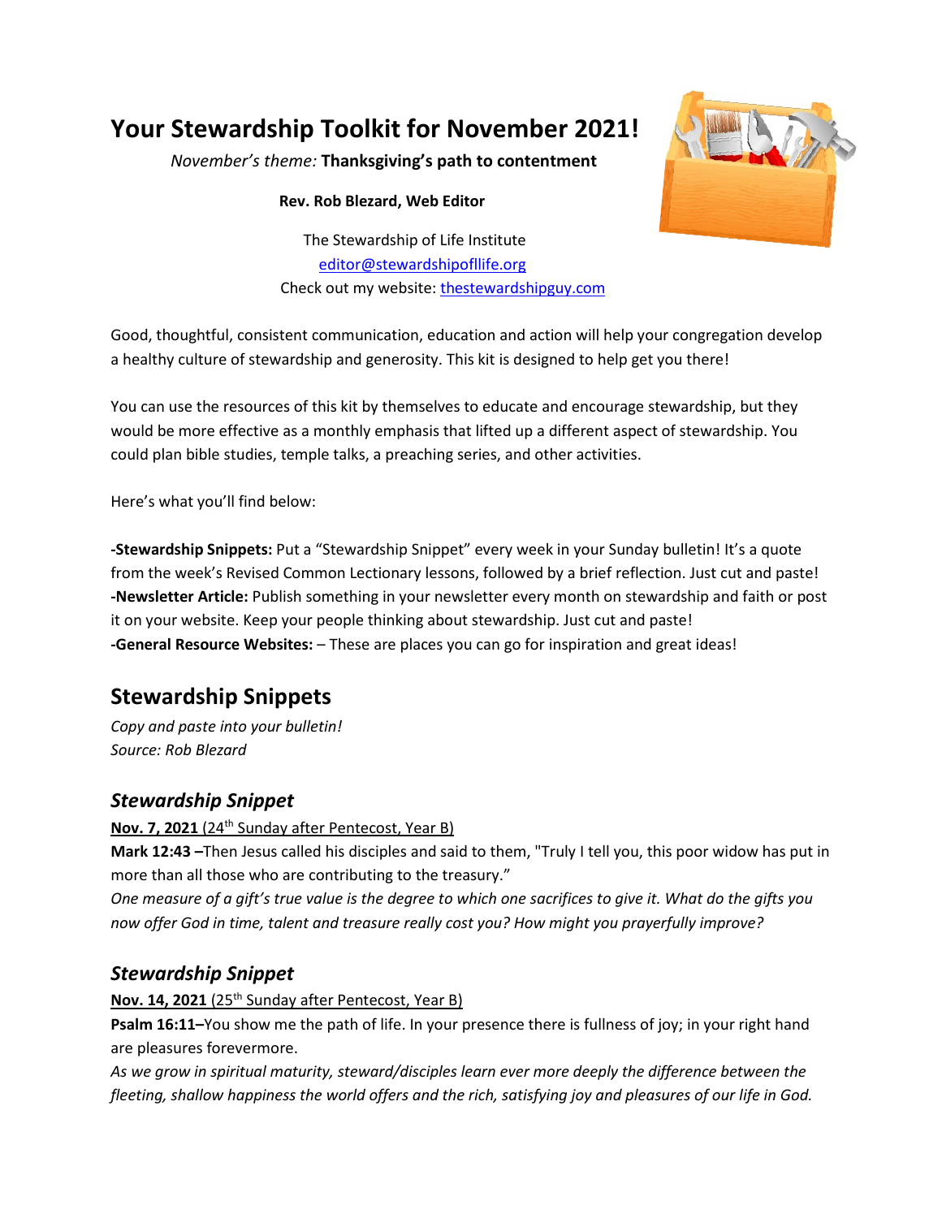# Your Stewardship Toolkit for November 2021!

*November's theme:* **Thanksgiving's path to contentment**

**Rev. Rob Blezard, Web Editor**

The Stewardship of Life Institute
editor@stewardshipofllife.org
Check out my website: thestewardshipguy.com

Good, thoughtful, consistent communication, education and action will help your congregation develop a healthy culture of stewardship and generosity. This kit is designed to help get you there!

You can use the resources of this kit by themselves to educate and encourage stewardship, but they would be more effective as a monthly emphasis that lifted up a different aspect of stewardship. You could plan bible studies, temple talks, a preaching series, and other activities.

Here's what you'll find below:

**-Stewardship Snippets:** Put a "Stewardship Snippet" every week in your Sunday bulletin! It's a quote from the week's Revised Common Lectionary lessons, followed by a brief reflection. Just cut and paste!
**-Newsletter Article:** Publish something in your newsletter every month on stewardship and faith or post it on your website. Keep your people thinking about stewardship. Just cut and paste!
**-General Resource Websites:** – These are places you can go for inspiration and great ideas!

## Stewardship Snippets

*Copy and paste into your bulletin!*
*Source: Rob Blezard*

### *Stewardship Snippet*

**Nov. 7, 2021** (24th Sunday after Pentecost, Year B)
**Mark 12:43 –**Then Jesus called his disciples and said to them, "Truly I tell you, this poor widow has put in more than all those who are contributing to the treasury."
*One measure of a gift's true value is the degree to which one sacrifices to give it. What do the gifts you now offer God in time, talent and treasure really cost you? How might you prayerfully improve?*

### *Stewardship Snippet*

**Nov. 14, 2021** (25th Sunday after Pentecost, Year B)
**Psalm 16:11–**You show me the path of life. In your presence there is fullness of joy; in your right hand are pleasures forevermore.
*As we grow in spiritual maturity, steward/disciples learn ever more deeply the difference between the fleeting, shallow happiness the world offers and the rich, satisfying joy and pleasures of our life in God.*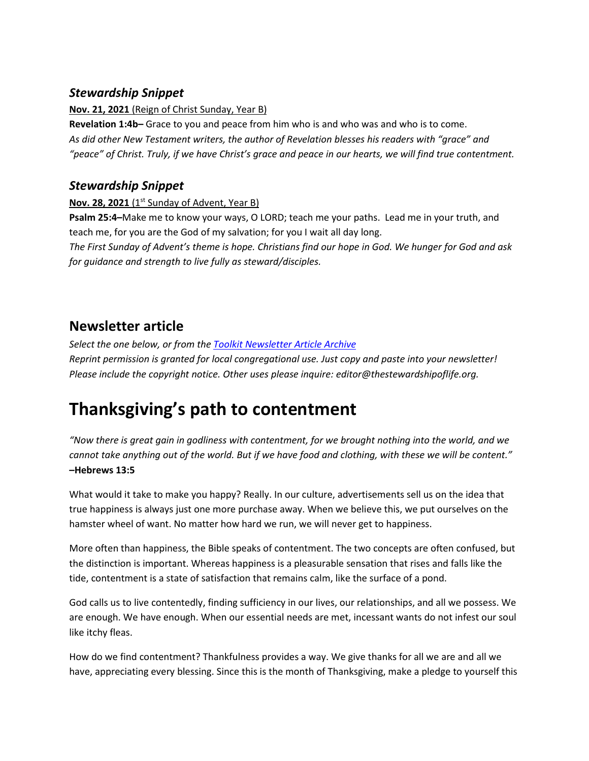### *Stewardship Snippet*

**Nov. 21, 2021** (Reign of Christ Sunday, Year B)

**Revelation 1:4b–** Grace to you and peace from him who is and who was and who is to come.
*As did other New Testament writers, the author of Revelation blesses his readers with "grace" and "peace" of Christ. Truly, if we have Christ's grace and peace in our hearts, we will find true contentment.*

### *Stewardship Snippet*

**Nov. 28, 2021** (1st Sunday of Advent, Year B)

**Psalm 25:4–**Make me to know your ways, O LORD; teach me your paths. Lead me in your truth, and teach me, for you are the God of my salvation; for you I wait all day long.
*The First Sunday of Advent's theme is hope. Christians find our hope in God. We hunger for God and ask for guidance and strength to live fully as steward/disciples.*

## Newsletter article

*Select the one below, or from the [Toolkit Newsletter Article Archive]()*
*Reprint permission is granted for local congregational use. Just copy and paste into your newsletter! Please include the copyright notice. Other uses please inquire: editor@thestewardshipoflife.org.*

# Thanksgiving's path to contentment

*"Now there is great gain in godliness with contentment, for we brought nothing into the world, and we cannot take anything out of the world. But if we have food and clothing, with these we will be content."*
**–Hebrews 13:5**

What would it take to make you happy? Really. In our culture, advertisements sell us on the idea that true happiness is always just one more purchase away. When we believe this, we put ourselves on the hamster wheel of want. No matter how hard we run, we will never get to happiness.

More often than happiness, the Bible speaks of contentment. The two concepts are often confused, but the distinction is important. Whereas happiness is a pleasurable sensation that rises and falls like the tide, contentment is a state of satisfaction that remains calm, like the surface of a pond.

God calls us to live contentedly, finding sufficiency in our lives, our relationships, and all we possess. We are enough. We have enough. When our essential needs are met, incessant wants do not infest our soul like itchy fleas.

How do we find contentment? Thankfulness provides a way. We give thanks for all we are and all we have, appreciating every blessing. Since this is the month of Thanksgiving, make a pledge to yourself this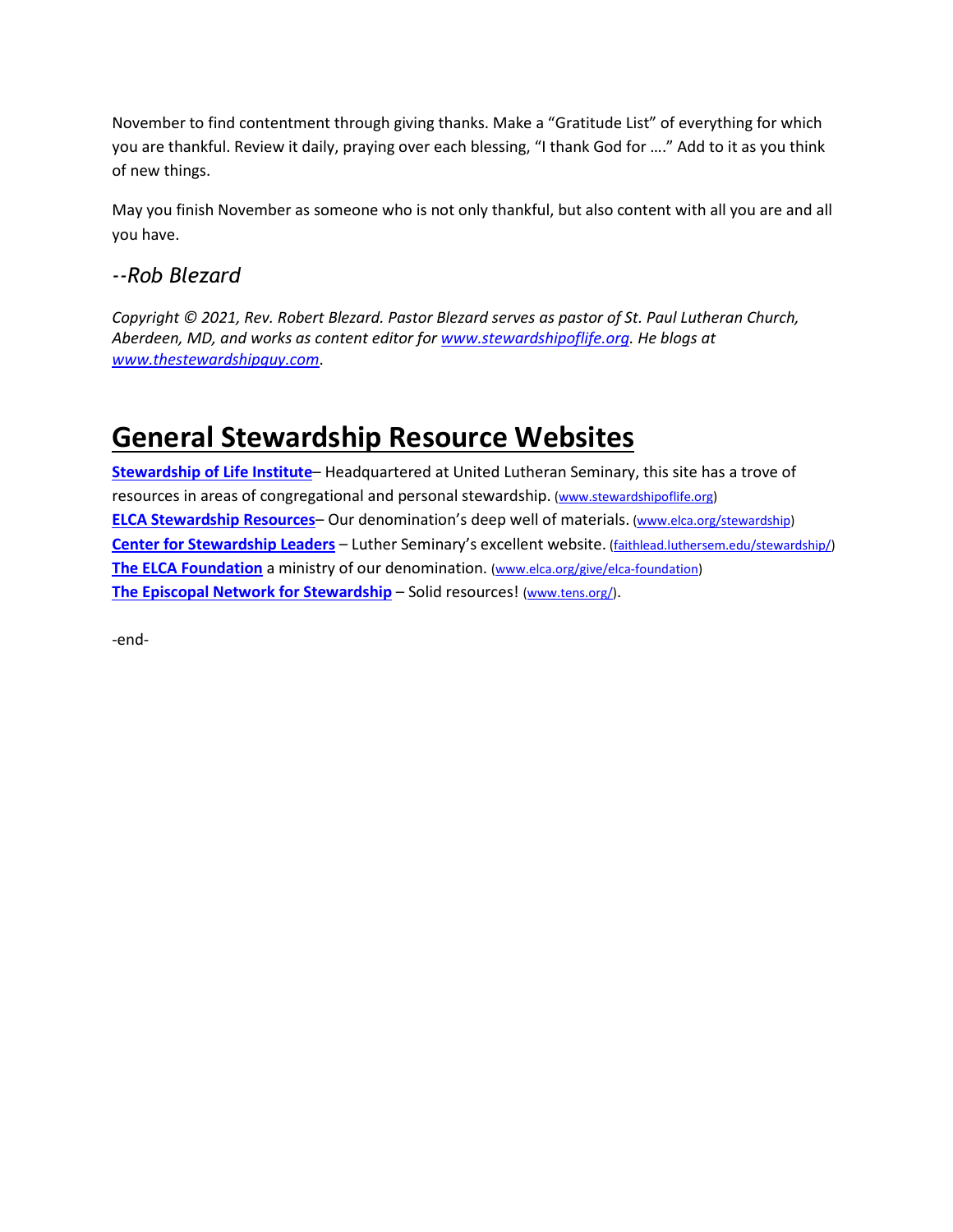November to find contentment through giving thanks. Make a "Gratitude List" of everything for which you are thankful. Review it daily, praying over each blessing, "I thank God for …." Add to it as you think of new things.

May you finish November as someone who is not only thankful, but also content with all you are and all you have.

### *--Rob Blezard*

*Copyright © 2021, Rev. Robert Blezard. Pastor Blezard serves as pastor of St. Paul Lutheran Church, Aberdeen, MD, and works as content editor for www.stewardshipoflife.org. He blogs at www.thestewardshipguy.com.*

# General Stewardship Resource Websites

**Stewardship of Life Institute**– Headquartered at United Lutheran Seminary, this site has a trove of resources in areas of congregational and personal stewardship. (www.stewardshipoflife.org)
**ELCA Stewardship Resources**– Our denomination's deep well of materials. (www.elca.org/stewardship)
**Center for Stewardship Leaders** – Luther Seminary's excellent website. (faithlead.luthersem.edu/stewardship/)
**The ELCA Foundation** a ministry of our denomination. (www.elca.org/give/elca-foundation)
**The Episcopal Network for Stewardship** – Solid resources! (www.tens.org/).

-end-